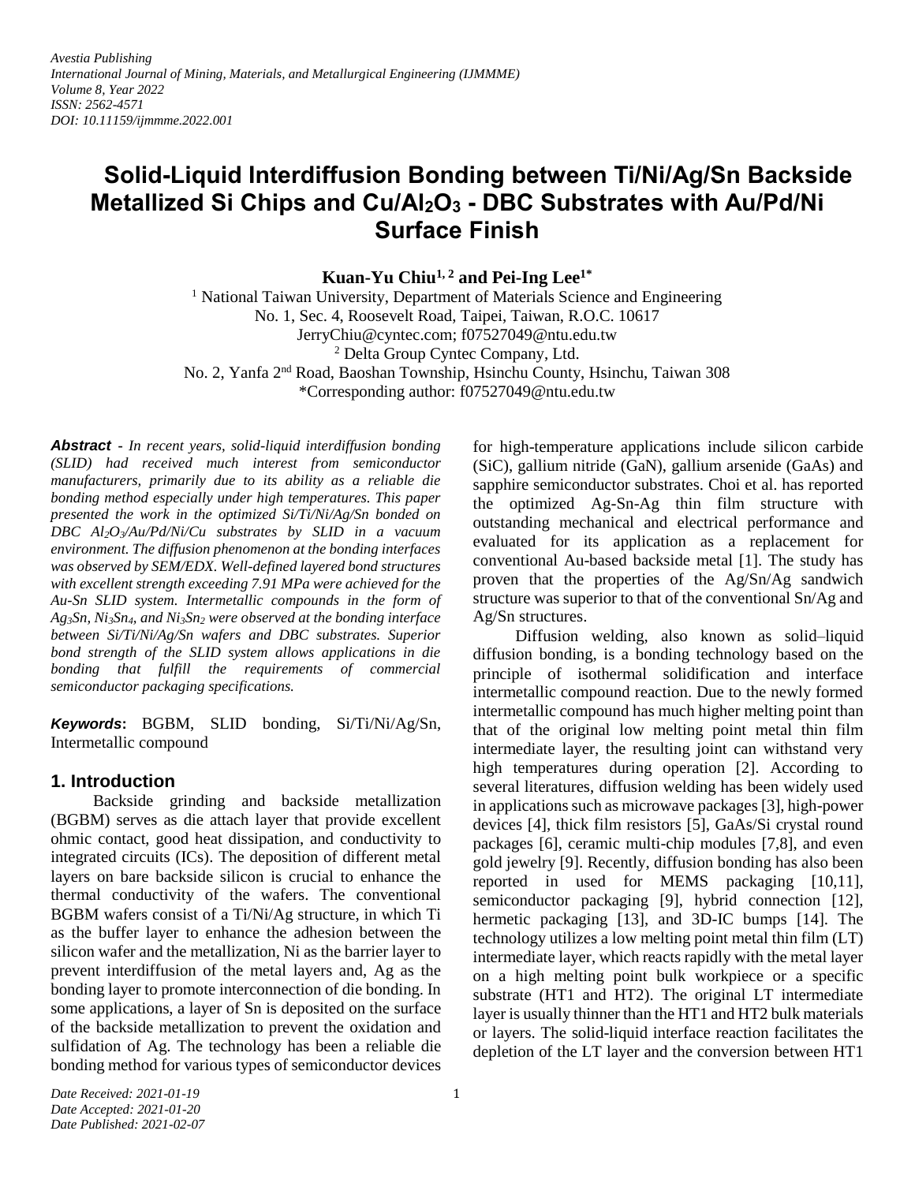*Avestia Publishing*
*International Journal of Mining, Materials, and Metallurgical Engineering (IJMMME)*
*Volume 8, Year 2022*
*ISSN: 2562-4571*
*DOI: 10.11159/ijmmme.2022.001*

# Solid-Liquid Interdiffusion Bonding between Ti/Ni/Ag/Sn Backside Metallized Si Chips and Cu/$Al_2O_3$ - DBC Substrates with Au/Pd/Ni Surface Finish

**Kuan-Yu Chiu[1, 2] and Pei-Ing Lee[1*]**

[1] National Taiwan University, Department of Materials Science and Engineering
No. 1, Sec. 4, Roosevelt Road, Taipei, Taiwan, R.O.C. 10617
JerryChiu@cyntec.com; f07527049@ntu.edu.tw
[2] Delta Group Cyntec Company, Ltd.
No. 2, Yanfa 2nd Road, Baoshan Township, Hsinchu County, Hsinchu, Taiwan 308
*Corresponding author: f07527049@ntu.edu.tw

***Abstract*** - *In recent years, solid-liquid interdiffusion bonding (SLID) had received much interest from semiconductor manufacturers, primarily due to its ability as a reliable die bonding method especially under high temperatures. This paper presented the work in the optimized Si/Ti/Ni/Ag/Sn bonded on DBC $Al_2O_3$/Au/Pd/Ni/Cu substrates by SLID in a vacuum environment. The diffusion phenomenon at the bonding interfaces was observed by SEM/EDX. Well-defined layered bond structures with excellent strength exceeding 7.91 MPa were achieved for the Au-Sn SLID system. Intermetallic compounds in the form of $Ag_3Sn$, $Ni_3Sn_4$, and $Ni_3Sn_2$ were observed at the bonding interface between Si/Ti/Ni/Ag/Sn wafers and DBC substrates. Superior bond strength of the SLID system allows applications in die bonding that fulfill the requirements of commercial semiconductor packaging specifications.*

***Keywords*****:** BGBM, SLID bonding, Si/Ti/Ni/Ag/Sn, Intermetallic compound

## 1. Introduction

Backside grinding and backside metallization (BGBM) serves as die attach layer that provide excellent ohmic contact, good heat dissipation, and conductivity to integrated circuits (ICs). The deposition of different metal layers on bare backside silicon is crucial to enhance the thermal conductivity of the wafers. The conventional BGBM wafers consist of a Ti/Ni/Ag structure, in which Ti as the buffer layer to enhance the adhesion between the silicon wafer and the metallization, Ni as the barrier layer to prevent interdiffusion of the metal layers and, Ag as the bonding layer to promote interconnection of die bonding. In some applications, a layer of Sn is deposited on the surface of the backside metallization to prevent the oxidation and sulfidation of Ag. The technology has been a reliable die bonding method for various types of semiconductor devices for high-temperature applications include silicon carbide (SiC), gallium nitride (GaN), gallium arsenide (GaAs) and sapphire semiconductor substrates. Choi et al. has reported the optimized Ag-Sn-Ag thin film structure with outstanding mechanical and electrical performance and evaluated for its application as a replacement for conventional Au-based backside metal [1]. The study has proven that the properties of the Ag/Sn/Ag sandwich structure was superior to that of the conventional Sn/Ag and Ag/Sn structures.

Diffusion welding, also known as solid–liquid diffusion bonding, is a bonding technology based on the principle of isothermal solidification and interface intermetallic compound reaction. Due to the newly formed intermetallic compound has much higher melting point than that of the original low melting point metal thin film intermediate layer, the resulting joint can withstand very high temperatures during operation [2]. According to several literatures, diffusion welding has been widely used in applications such as microwave packages [3], high-power devices [4], thick film resistors [5], GaAs/Si crystal round packages [6], ceramic multi-chip modules [7,8], and even gold jewelry [9]. Recently, diffusion bonding has also been reported in used for MEMS packaging [10,11], semiconductor packaging [9], hybrid connection [12], hermetic packaging [13], and 3D-IC bumps [14]. The technology utilizes a low melting point metal thin film (LT) intermediate layer, which reacts rapidly with the metal layer on a high melting point bulk workpiece or a specific substrate (HT1 and HT2). The original LT intermediate layer is usually thinner than the HT1 and HT2 bulk materials or layers. The solid-liquid interface reaction facilitates the depletion of the LT layer and the conversion between HT1

*Date Received: 2021-01-19*
*Date Accepted: 2021-01-20*
*Date Published: 2021-02-07*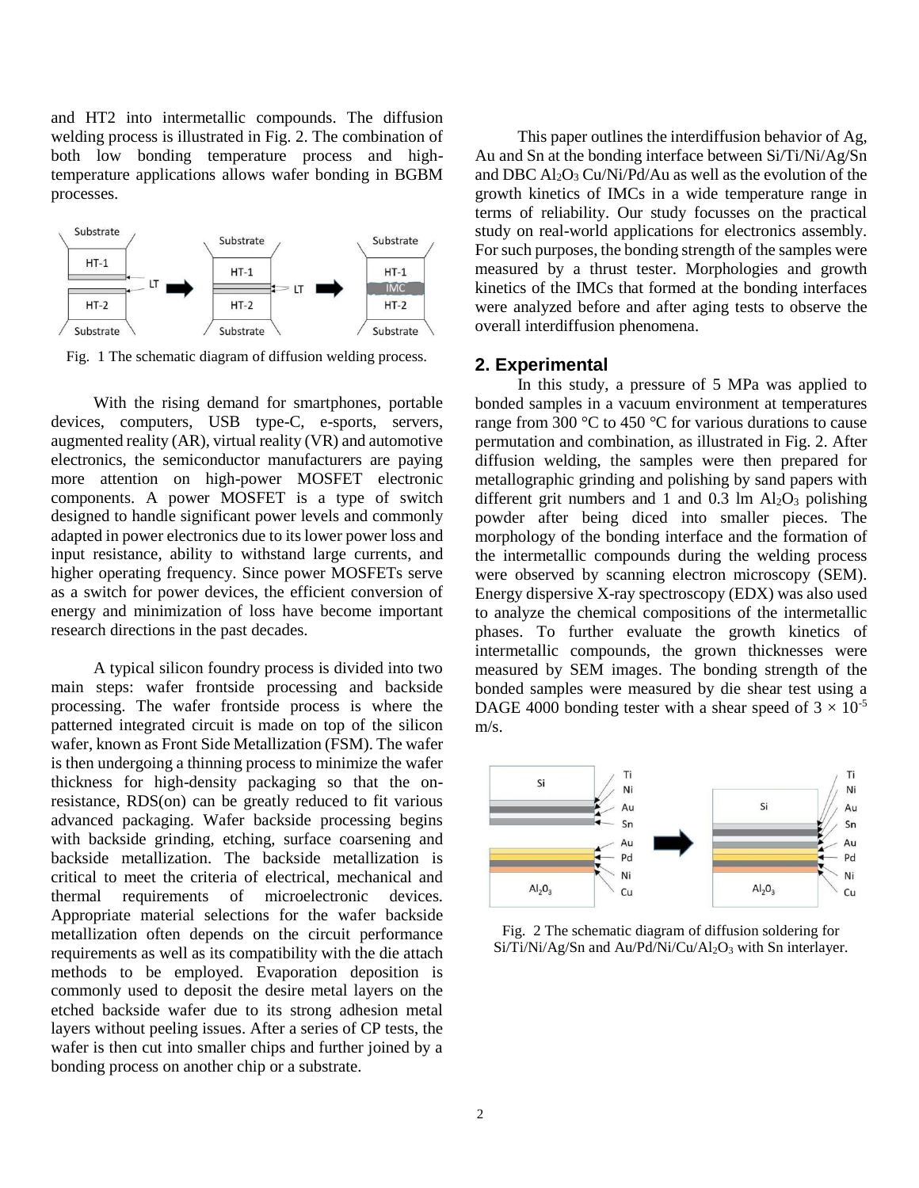and HT2 into intermetallic compounds. The diffusion welding process is illustrated in Fig. 2. The combination of both low bonding temperature process and high-temperature applications allows wafer bonding in BGBM processes.

Fig. 1 The schematic diagram of diffusion welding process.

With the rising demand for smartphones, portable devices, computers, USB type-C, e-sports, servers, augmented reality (AR), virtual reality (VR) and automotive electronics, the semiconductor manufacturers are paying more attention on high-power MOSFET electronic components. A power MOSFET is a type of switch designed to handle significant power levels and commonly adapted in power electronics due to its lower power loss and input resistance, ability to withstand large currents, and higher operating frequency. Since power MOSFETs serve as a switch for power devices, the efficient conversion of energy and minimization of loss have become important research directions in the past decades.

A typical silicon foundry process is divided into two main steps: wafer frontside processing and backside processing. The wafer frontside process is where the patterned integrated circuit is made on top of the silicon wafer, known as Front Side Metallization (FSM). The wafer is then undergoing a thinning process to minimize the wafer thickness for high-density packaging so that the on-resistance, RDS(on) can be greatly reduced to fit various advanced packaging. Wafer backside processing begins with backside grinding, etching, surface coarsening and backside metallization. The backside metallization is critical to meet the criteria of electrical, mechanical and thermal requirements of microelectronic devices. Appropriate material selections for the wafer backside metallization often depends on the circuit performance requirements as well as its compatibility with the die attach methods to be employed. Evaporation deposition is commonly used to deposit the desire metal layers on the etched backside wafer due to its strong adhesion metal layers without peeling issues. After a series of CP tests, the wafer is then cut into smaller chips and further joined by a bonding process on another chip or a substrate.

This paper outlines the interdiffusion behavior of Ag, Au and Sn at the bonding interface between Si/Ti/Ni/Ag/Sn and DBC $Al_2O_3$ Cu/Ni/Pd/Au as well as the evolution of the growth kinetics of IMCs in a wide temperature range in terms of reliability. Our study focusses on the practical study on real-world applications for electronics assembly. For such purposes, the bonding strength of the samples were measured by a thrust tester. Morphologies and growth kinetics of the IMCs that formed at the bonding interfaces were analyzed before and after aging tests to observe the overall interdiffusion phenomena.

## 2. Experimental

In this study, a pressure of 5 MPa was applied to bonded samples in a vacuum environment at temperatures range from 300 °C to 450 °C for various durations to cause permutation and combination, as illustrated in Fig. 2. After diffusion welding, the samples were then prepared for metallographic grinding and polishing by sand papers with different grit numbers and 1 and 0.3 lm $Al_2O_3$ polishing powder after being diced into smaller pieces. The morphology of the bonding interface and the formation of the intermetallic compounds during the welding process were observed by scanning electron microscopy (SEM). Energy dispersive X-ray spectroscopy (EDX) was also used to analyze the chemical compositions of the intermetallic phases. To further evaluate the growth kinetics of intermetallic compounds, the grown thicknesses were measured by SEM images. The bonding strength of the bonded samples were measured by die shear test using a DAGE 4000 bonding tester with a shear speed of $3 \times 10^{-5}$ m/s.

Fig. 2 The schematic diagram of diffusion soldering for Si/Ti/Ni/Ag/Sn and Au/Pd/Ni/Cu/$Al_2O_3$ with Sn interlayer.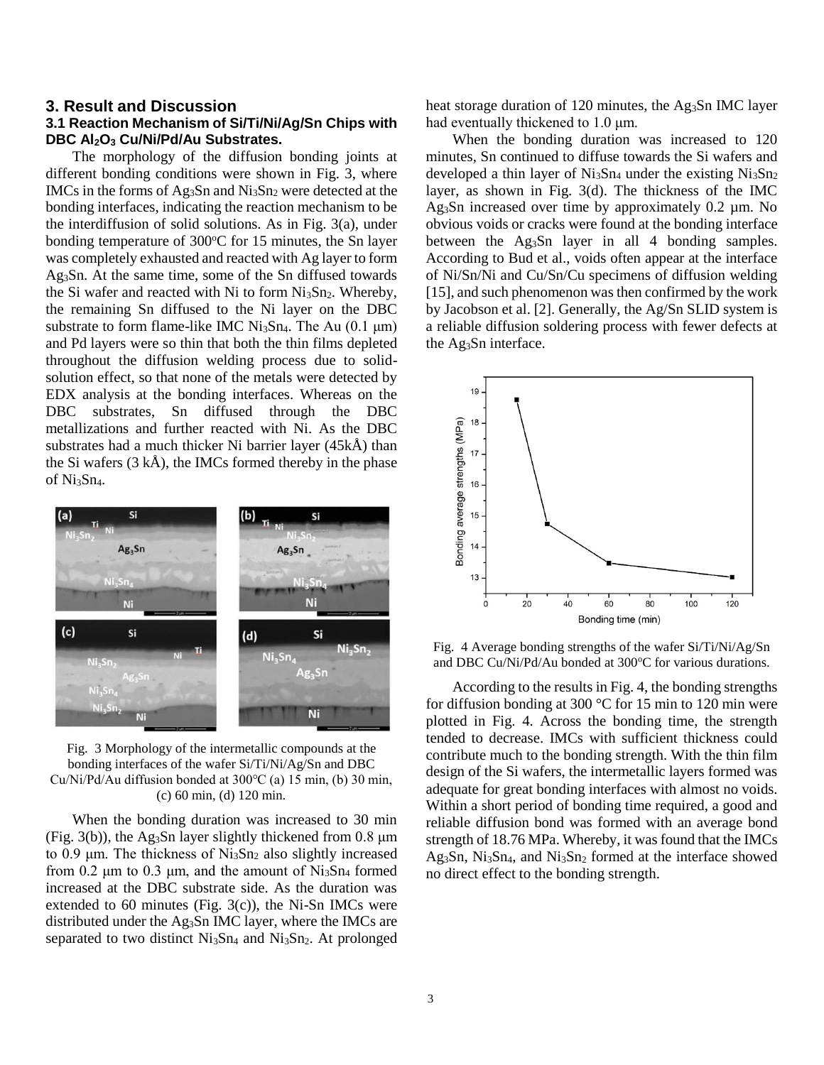## 3. Result and Discussion

### 3.1 Reaction Mechanism of Si/Ti/Ni/Ag/Sn Chips with DBC $Al_2O_3$ Cu/Ni/Pd/Au Substrates.

The morphology of the diffusion bonding joints at different bonding conditions were shown in Fig. 3, where IMCs in the forms of $Ag_3Sn$ and $Ni_3Sn_2$ were detected at the bonding interfaces, indicating the reaction mechanism to be the interdiffusion of solid solutions. As in Fig. 3(a), under bonding temperature of 300°C for 15 minutes, the Sn layer was completely exhausted and reacted with Ag layer to form $Ag_3Sn$. At the same time, some of the Sn diffused towards the Si wafer and reacted with Ni to form $Ni_3Sn_2$. Whereby, the remaining Sn diffused to the Ni layer on the DBC substrate to form flame-like IMC $Ni_3Sn_4$. The Au (0.1 μm) and Pd layers were so thin that both the thin films depleted throughout the diffusion welding process due to solid-solution effect, so that none of the metals were detected by EDX analysis at the bonding interfaces. Whereas on the DBC substrates, Sn diffused through the DBC metallizations and further reacted with Ni. As the DBC substrates had a much thicker Ni barrier layer (45kÅ) than the Si wafers (3 kÅ), the IMCs formed thereby in the phase of $Ni_3Sn_4$.

Fig. 3 Morphology of the intermetallic compounds at the bonding interfaces of the wafer Si/Ti/Ni/Ag/Sn and DBC Cu/Ni/Pd/Au diffusion bonded at 300°C (a) 15 min, (b) 30 min, (c) 60 min, (d) 120 min.

When the bonding duration was increased to 30 min (Fig. 3(b)), the $Ag_3Sn$ layer slightly thickened from 0.8 μm to 0.9 μm. The thickness of $Ni_3Sn_2$ also slightly increased from 0.2 μm to 0.3 μm, and the amount of $Ni_3Sn_4$ formed increased at the DBC substrate side. As the duration was extended to 60 minutes (Fig. 3(c)), the Ni-Sn IMCs were distributed under the $Ag_3Sn$ IMC layer, where the IMCs are separated to two distinct $Ni_3Sn_4$ and $Ni_3Sn_2$. At prolonged heat storage duration of 120 minutes, the $Ag_3Sn$ IMC layer had eventually thickened to 1.0 μm.

When the bonding duration was increased to 120 minutes, Sn continued to diffuse towards the Si wafers and developed a thin layer of $Ni_3Sn_4$ under the existing $Ni_3Sn_2$ layer, as shown in Fig. 3(d). The thickness of the IMC $Ag_3Sn$ increased over time by approximately 0.2 µm. No obvious voids or cracks were found at the bonding interface between the $Ag_3Sn$ layer in all 4 bonding samples. According to Bud et al., voids often appear at the interface of Ni/Sn/Ni and Cu/Sn/Cu specimens of diffusion welding [15], and such phenomenon was then confirmed by the work by Jacobson et al. [2]. Generally, the Ag/Sn SLID system is a reliable diffusion soldering process with fewer defects at the $Ag_3Sn$ interface.

Fig. 4 Average bonding strengths of the wafer Si/Ti/Ni/Ag/Sn and DBC Cu/Ni/Pd/Au bonded at 300°C for various durations.

According to the results in Fig. 4, the bonding strengths for diffusion bonding at 300 °C for 15 min to 120 min were plotted in Fig. 4. Across the bonding time, the strength tended to decrease. IMCs with sufficient thickness could contribute much to the bonding strength. With the thin film design of the Si wafers, the intermetallic layers formed was adequate for great bonding interfaces with almost no voids. Within a short period of bonding time required, a good and reliable diffusion bond was formed with an average bond strength of 18.76 MPa. Whereby, it was found that the IMCs $Ag_3Sn$, $Ni_3Sn_4$, and $Ni_3Sn_2$ formed at the interface showed no direct effect to the bonding strength.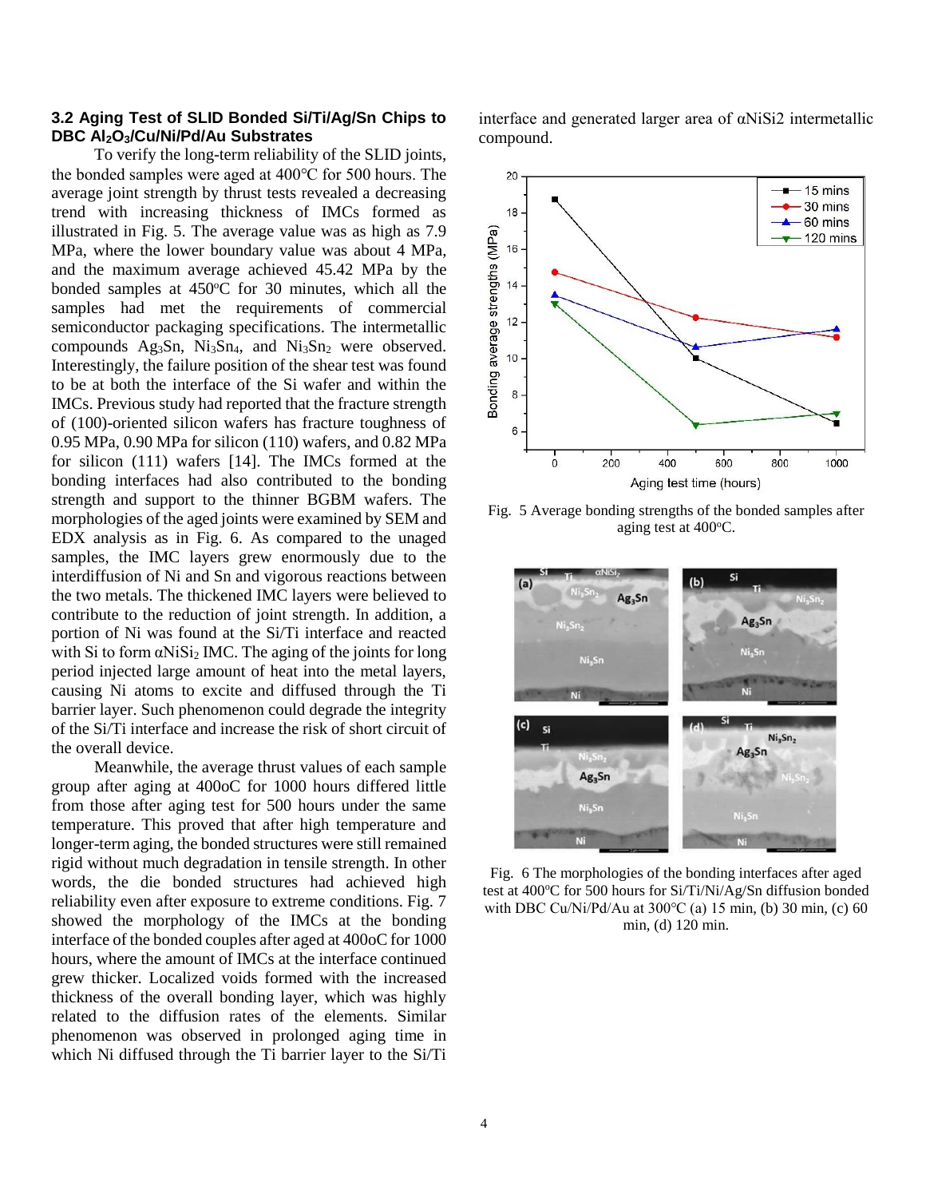### 3.2 Aging Test of SLID Bonded Si/Ti/Ag/Sn Chips to DBC $Al_2O_3$/Cu/Ni/Pd/Au Substrates

To verify the long-term reliability of the SLID joints, the bonded samples were aged at 400°C for 500 hours. The average joint strength by thrust tests revealed a decreasing trend with increasing thickness of IMCs formed as illustrated in Fig. 5. The average value was as high as 7.9 MPa, where the lower boundary value was about 4 MPa, and the maximum average achieved 45.42 MPa by the bonded samples at 450°C for 30 minutes, which all the samples had met the requirements of commercial semiconductor packaging specifications. The intermetallic compounds $Ag_3Sn$, $Ni_3Sn_4$, and $Ni_3Sn_2$ were observed. Interestingly, the failure position of the shear test was found to be at both the interface of the Si wafer and within the IMCs. Previous study had reported that the fracture strength of (100)-oriented silicon wafers has fracture toughness of 0.95 MPa, 0.90 MPa for silicon (110) wafers, and 0.82 MPa for silicon (111) wafers [14]. The IMCs formed at the bonding interfaces had also contributed to the bonding strength and support to the thinner BGBM wafers. The morphologies of the aged joints were examined by SEM and EDX analysis as in Fig. 6. As compared to the unaged samples, the IMC layers grew enormously due to the interdiffusion of Ni and Sn and vigorous reactions between the two metals. The thickened IMC layers were believed to contribute to the reduction of joint strength. In addition, a portion of Ni was found at the Si/Ti interface and reacted with Si to form $\alpha NiSi_2$ IMC. The aging of the joints for long period injected large amount of heat into the metal layers, causing Ni atoms to excite and diffused through the Ti barrier layer. Such phenomenon could degrade the integrity of the Si/Ti interface and increase the risk of short circuit of the overall device.

Meanwhile, the average thrust values of each sample group after aging at 400oC for 1000 hours differed little from those after aging test for 500 hours under the same temperature. This proved that after high temperature and longer-term aging, the bonded structures were still remained rigid without much degradation in tensile strength. In other words, the die bonded structures had achieved high reliability even after exposure to extreme conditions. Fig. 7 showed the morphology of the IMCs at the bonding interface of the bonded couples after aged at 400oC for 1000 hours, where the amount of IMCs at the interface continued grew thicker. Localized voids formed with the increased thickness of the overall bonding layer, which was highly related to the diffusion rates of the elements. Similar phenomenon was observed in prolonged aging time in which Ni diffused through the Ti barrier layer to the Si/Ti interface and generated larger area of αNiSi2 intermetallic compound.

Fig. 5 Average bonding strengths of the bonded samples after aging test at 400°C.

Fig. 6 The morphologies of the bonding interfaces after aged test at 400°C for 500 hours for Si/Ti/Ni/Ag/Sn diffusion bonded with DBC Cu/Ni/Pd/Au at 300°C (a) 15 min, (b) 30 min, (c) 60 min, (d) 120 min.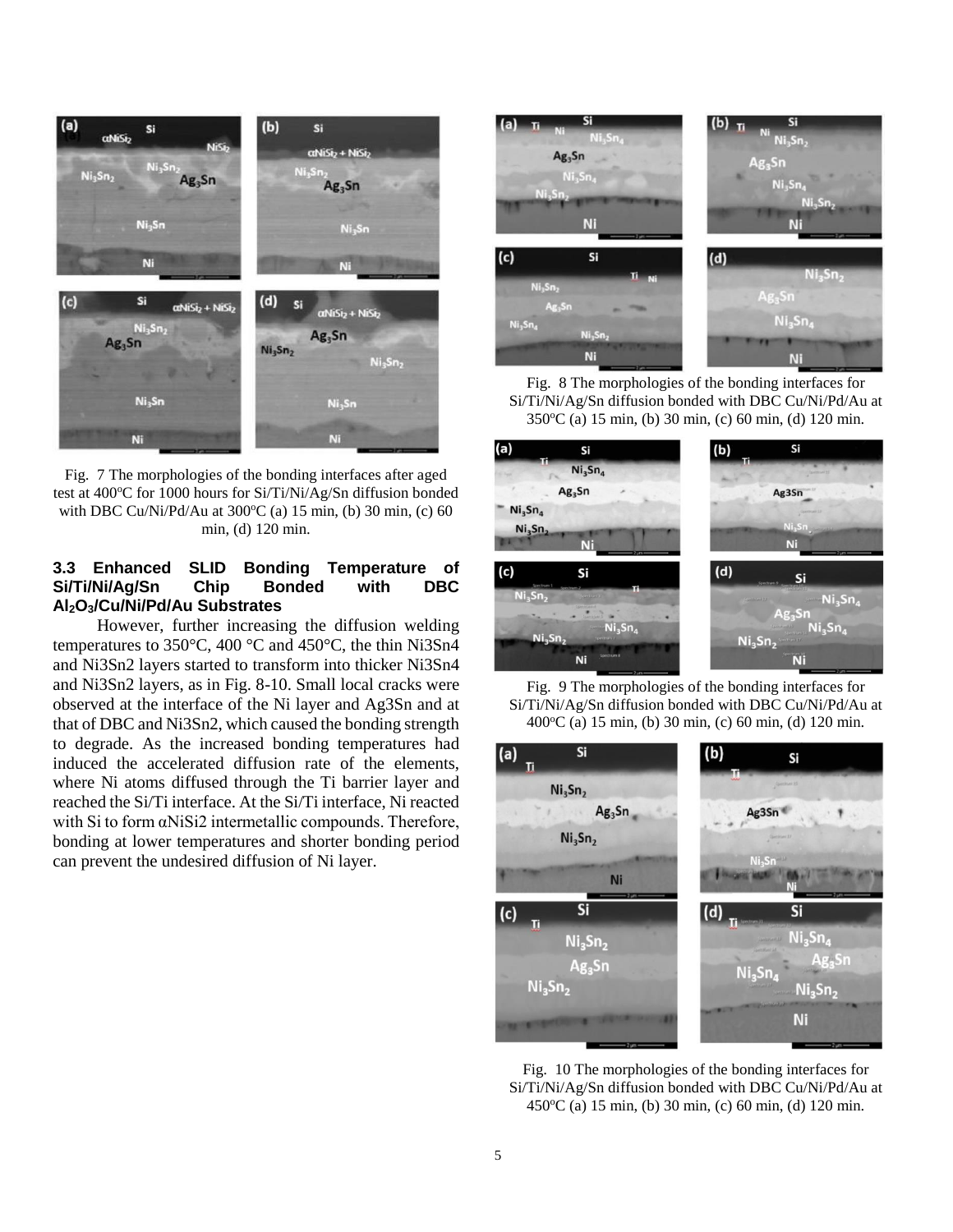Fig. 7 The morphologies of the bonding interfaces after aged test at 400ºC for 1000 hours for Si/Ti/Ni/Ag/Sn diffusion bonded with DBC Cu/Ni/Pd/Au at 300ºC (a) 15 min, (b) 30 min, (c) 60 min, (d) 120 min.

### 3.3 Enhanced SLID Bonding Temperature of Si/Ti/Ni/Ag/Sn Chip Bonded with DBC $Al_2O_3$/Cu/Ni/Pd/Au Substrates

However, further increasing the diffusion welding temperatures to 350°C, 400 °C and 450°C, the thin $Ni_3Sn_4$ and $Ni_3Sn_2$ layers started to transform into thicker $Ni_3Sn_4$ and $Ni_3Sn_2$ layers, as in Fig. 8-10. Small local cracks were observed at the interface of the Ni layer and $Ag_3Sn$ and at that of DBC and $Ni_3Sn_2$, which caused the bonding strength to degrade. As the increased bonding temperatures had induced the accelerated diffusion rate of the elements, where Ni atoms diffused through the Ti barrier layer and reached the Si/Ti interface. At the Si/Ti interface, Ni reacted with Si to form $\alpha NiSi_2$ intermetallic compounds. Therefore, bonding at lower temperatures and shorter bonding period can prevent the undesired diffusion of Ni layer.

Fig. 8 The morphologies of the bonding interfaces for Si/Ti/Ni/Ag/Sn diffusion bonded with DBC Cu/Ni/Pd/Au at 350ºC (a) 15 min, (b) 30 min, (c) 60 min, (d) 120 min.

Fig. 9 The morphologies of the bonding interfaces for Si/Ti/Ni/Ag/Sn diffusion bonded with DBC Cu/Ni/Pd/Au at 400ºC (a) 15 min, (b) 30 min, (c) 60 min, (d) 120 min.

Fig. 10 The morphologies of the bonding interfaces for Si/Ti/Ni/Ag/Sn diffusion bonded with DBC Cu/Ni/Pd/Au at 450ºC (a) 15 min, (b) 30 min, (c) 60 min, (d) 120 min.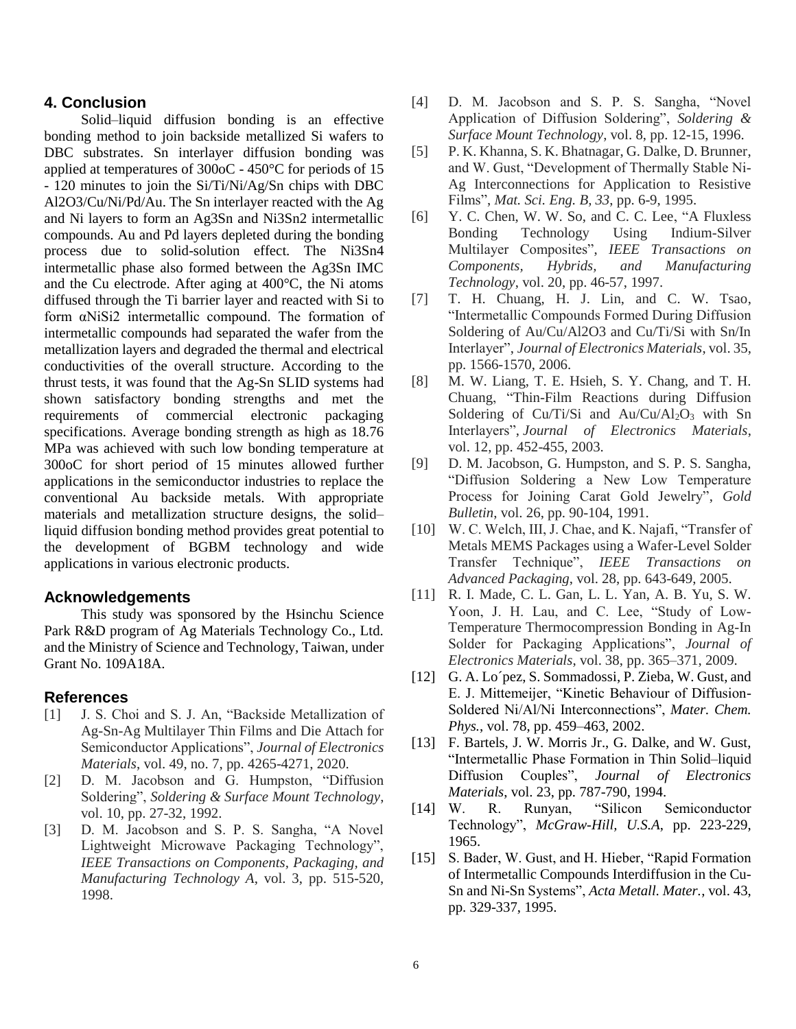## 4. Conclusion

Solid–liquid diffusion bonding is an effective bonding method to join backside metallized Si wafers to DBC substrates. Sn interlayer diffusion bonding was applied at temperatures of 300oC - 450°C for periods of 15 - 120 minutes to join the Si/Ti/Ni/Ag/Sn chips with DBC Al2O3/Cu/Ni/Pd/Au. The Sn interlayer reacted with the Ag and Ni layers to form an Ag3Sn and Ni3Sn2 intermetallic compounds. Au and Pd layers depleted during the bonding process due to solid-solution effect. The Ni3Sn4 intermetallic phase also formed between the Ag3Sn IMC and the Cu electrode. After aging at 400°C, the Ni atoms diffused through the Ti barrier layer and reacted with Si to form αNiSi2 intermetallic compound. The formation of intermetallic compounds had separated the wafer from the metallization layers and degraded the thermal and electrical conductivities of the overall structure. According to the thrust tests, it was found that the Ag-Sn SLID systems had shown satisfactory bonding strengths and met the requirements of commercial electronic packaging specifications. Average bonding strength as high as 18.76 MPa was achieved with such low bonding temperature at 300oC for short period of 15 minutes allowed further applications in the semiconductor industries to replace the conventional Au backside metals. With appropriate materials and metallization structure designs, the solid–liquid diffusion bonding method provides great potential to the development of BGBM technology and wide applications in various electronic products.

## Acknowledgements

This study was sponsored by the Hsinchu Science Park R&D program of Ag Materials Technology Co., Ltd. and the Ministry of Science and Technology, Taiwan, under Grant No. 109A18A.

## References

[1] J. S. Choi and S. J. An, "Backside Metallization of Ag-Sn-Ag Multilayer Thin Films and Die Attach for Semiconductor Applications", *Journal of Electronics Materials*, vol. 49, no. 7, pp. 4265-4271, 2020.

[2] D. M. Jacobson and G. Humpston, "Diffusion Soldering", *Soldering & Surface Mount Technology*, vol. 10, pp. 27-32, 1992.

[3] D. M. Jacobson and S. P. S. Sangha, "A Novel Lightweight Microwave Packaging Technology", *IEEE Transactions on Components, Packaging, and Manufacturing Technology A*, vol. 3, pp. 515-520, 1998.

[4] D. M. Jacobson and S. P. S. Sangha, "Novel Application of Diffusion Soldering", *Soldering & Surface Mount Technology*, vol. 8, pp. 12-15, 1996.

[5] P. K. Khanna, S. K. Bhatnagar, G. Dalke, D. Brunner, and W. Gust, "Development of Thermally Stable Ni-Ag Interconnections for Application to Resistive Films", *Mat. Sci. Eng. B, 33*, pp. 6-9, 1995.

[6] Y. C. Chen, W. W. So, and C. C. Lee, "A Fluxless Bonding Technology Using Indium-Silver Multilayer Composites", *IEEE Transactions on Components, Hybrids, and Manufacturing Technology*, vol. 20, pp. 46-57, 1997.

[7] T. H. Chuang, H. J. Lin, and C. W. Tsao, "Intermetallic Compounds Formed During Diffusion Soldering of Au/Cu/Al2O3 and Cu/Ti/Si with Sn/In Interlayer", *Journal of Electronics Materials*, vol. 35, pp. 1566-1570, 2006.

[8] M. W. Liang, T. E. Hsieh, S. Y. Chang, and T. H. Chuang, "Thin-Film Reactions during Diffusion Soldering of Cu/Ti/Si and Au/Cu/$Al_2O_3$ with Sn Interlayers", *Journal of Electronics Materials*, vol. 12, pp. 452-455, 2003.

[9] D. M. Jacobson, G. Humpston, and S. P. S. Sangha, "Diffusion Soldering a New Low Temperature Process for Joining Carat Gold Jewelry", *Gold Bulletin*, vol. 26, pp. 90-104, 1991.

[10] W. C. Welch, III, J. Chae, and K. Najafi, "Transfer of Metals MEMS Packages using a Wafer-Level Solder Transfer Technique", *IEEE Transactions on Advanced Packaging*, vol. 28, pp. 643-649, 2005.

[11] R. I. Made, C. L. Gan, L. L. Yan, A. B. Yu, S. W. Yoon, J. H. Lau, and C. Lee, "Study of Low-Temperature Thermocompression Bonding in Ag-In Solder for Packaging Applications", *Journal of Electronics Materials*, vol. 38, pp. 365–371, 2009.

[12] G. A. Lo´pez, S. Sommadossi, P. Zieba, W. Gust, and E. J. Mittemeijer, "Kinetic Behaviour of Diffusion-Soldered Ni/Al/Ni Interconnections", *Mater. Chem. Phys.*, vol. 78, pp. 459–463, 2002.

[13] F. Bartels, J. W. Morris Jr., G. Dalke, and W. Gust, "Intermetallic Phase Formation in Thin Solid–liquid Diffusion Couples", *Journal of Electronics Materials*, vol. 23, pp. 787-790, 1994.

[14] W. R. Runyan, "Silicon Semiconductor Technology", *McGraw-Hill, U.S.A*, pp. 223-229, 1965.

[15] S. Bader, W. Gust, and H. Hieber, "Rapid Formation of Intermetallic Compounds Interdiffusion in the Cu-Sn and Ni-Sn Systems", *Acta Metall. Mater.*, vol. 43, pp. 329-337, 1995.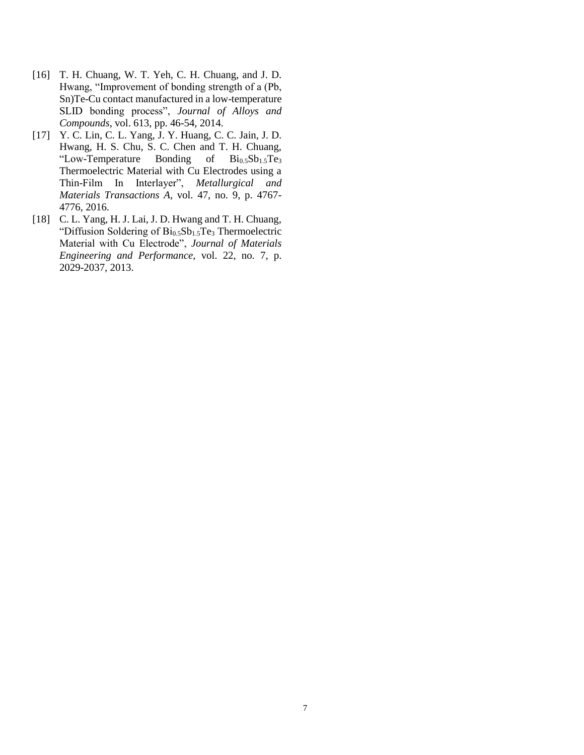[16] T. H. Chuang, W. T. Yeh, C. H. Chuang, and J. D. Hwang, "Improvement of bonding strength of a (Pb, Sn)Te-Cu contact manufactured in a low-temperature SLID bonding process", *Journal of Alloys and Compounds*, vol. 613, pp. 46-54, 2014.

[17] Y. C. Lin, C. L. Yang, J. Y. Huang, C. C. Jain, J. D. Hwang, H. S. Chu, S. C. Chen and T. H. Chuang, "Low-Temperature Bonding of $Bi_{0.5}Sb_{1.5}Te_3$ Thermoelectric Material with Cu Electrodes using a Thin-Film In Interlayer", *Metallurgical and Materials Transactions A*, vol. 47, no. 9, p. 4767-4776, 2016.

[18] C. L. Yang, H. J. Lai, J. D. Hwang and T. H. Chuang, "Diffusion Soldering of $Bi_{0.5}Sb_{1.5}Te_3$ Thermoelectric Material with Cu Electrode", *Journal of Materials Engineering and Performance*, vol. 22, no. 7, p. 2029-2037, 2013.